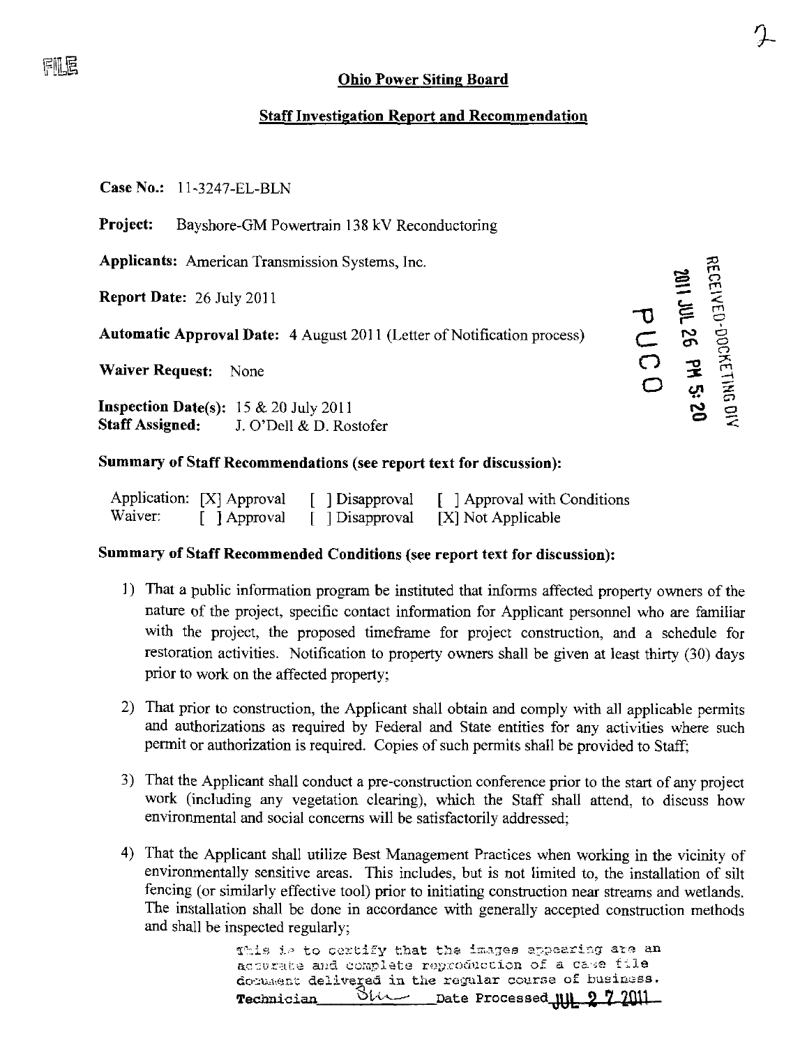## Ohio Power Siting Board

## Staff Investigation Report and Recommendation

**Case No.:** 11-3247-EL-BLN

**Project:** Bayshore-GM Powertrain 138 kV Reconductoring

**Applicants:** American Transmission Systems, Inc.

**Report Date:** 26 July 2011

**Automatic Approval Date:** 4 August 2011 (Letter of Notification process)

**Waiver Request:** None

**Inspection Date(s):** 15 & 20 July 2011
**Staff Assigned:** J. O'Dell & D. Rostofer

### Summary of Staff Recommendations (see report text for discussion):

| | | | |
|---|---|---|---|
| Application: | [X] Approval | [ ] Disapproval | [ ] Approval with Conditions |
| Waiver: | [ ] Approval | [ ] Disapproval | [X] Not Applicable |

### Summary of Staff Recommended Conditions (see report text for discussion):

1) That a public information program be instituted that informs affected property owners of the nature of the project, specific contact information for Applicant personnel who are familiar with the project, the proposed timeframe for project construction, and a schedule for restoration activities. Notification to property owners shall be given at least thirty (30) days prior to work on the affected property;

2) That prior to construction, the Applicant shall obtain and comply with all applicable permits and authorizations as required by Federal and State entities for any activities where such permit or authorization is required. Copies of such permits shall be provided to Staff;

3) That the Applicant shall conduct a pre-construction conference prior to the start of any project work (including any vegetation clearing), which the Staff shall attend, to discuss how environmental and social concerns will be satisfactorily addressed;

4) That the Applicant shall utilize Best Management Practices when working in the vicinity of environmentally sensitive areas. This includes, but is not limited to, the installation of silt fencing (or similarly effective tool) prior to initiating construction near streams and wetlands. The installation shall be done in accordance with generally accepted construction methods and shall be inspected regularly;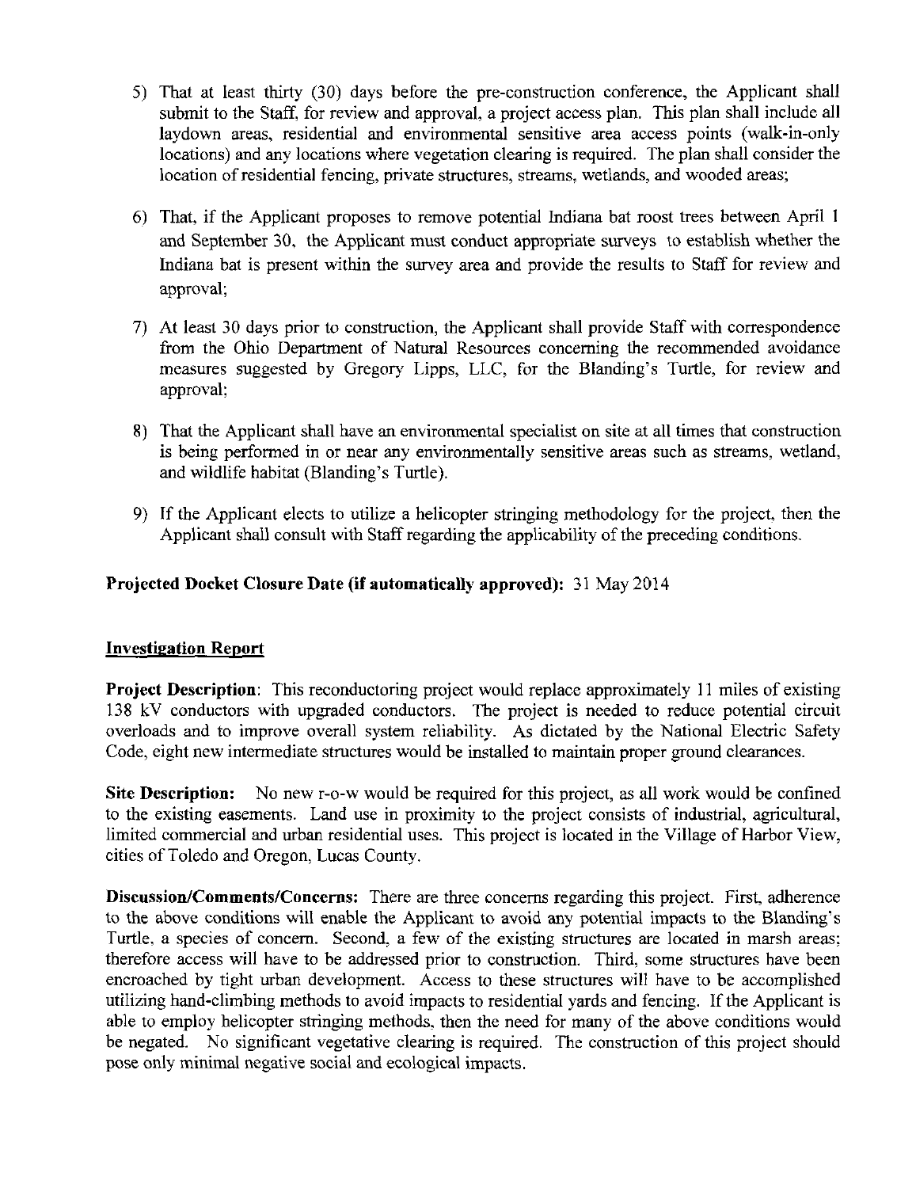5) That at least thirty (30) days before the pre-construction conference, the Applicant shall submit to the Staff, for review and approval, a project access plan. This plan shall include all laydown areas, residential and environmental sensitive area access points (walk-in-only locations) and any locations where vegetation clearing is required. The plan shall consider the location of residential fencing, private structures, streams, wetlands, and wooded areas;

6) That, if the Applicant proposes to remove potential Indiana bat roost trees between April 1 and September 30, the Applicant must conduct appropriate surveys to establish whether the Indiana bat is present within the survey area and provide the results to Staff for review and approval;

7) At least 30 days prior to construction, the Applicant shall provide Staff with correspondence from the Ohio Department of Natural Resources concerning the recommended avoidance measures suggested by Gregory Lipps, LLC, for the Blanding's Turtle, for review and approval;

8) That the Applicant shall have an environmental specialist on site at all times that construction is being performed in or near any environmentally sensitive areas such as streams, wetland, and wildlife habitat (Blanding's Turtle).

9) If the Applicant elects to utilize a helicopter stringing methodology for the project, then the Applicant shall consult with Staff regarding the applicability of the preceding conditions.

**Projected Docket Closure Date (if automatically approved):** 31 May 2014

**Investigation Report**

**Project Description**: This reconductoring project would replace approximately 11 miles of existing 138 kV conductors with upgraded conductors. The project is needed to reduce potential circuit overloads and to improve overall system reliability. As dictated by the National Electric Safety Code, eight new intermediate structures would be installed to maintain proper ground clearances.

**Site Description:** No new r-o-w would be required for this project, as all work would be confined to the existing easements. Land use in proximity to the project consists of industrial, agricultural, limited commercial and urban residential uses. This project is located in the Village of Harbor View, cities of Toledo and Oregon, Lucas County.

**Discussion/Comments/Concerns:** There are three concerns regarding this project. First, adherence to the above conditions will enable the Applicant to avoid any potential impacts to the Blanding's Turtle, a species of concern. Second, a few of the existing structures are located in marsh areas; therefore access will have to be addressed prior to construction. Third, some structures have been encroached by tight urban development. Access to these structures will have to be accomplished utilizing hand-climbing methods to avoid impacts to residential yards and fencing. If the Applicant is able to employ helicopter stringing methods, then the need for many of the above conditions would be negated. No significant vegetative clearing is required. The construction of this project should pose only minimal negative social and ecological impacts.